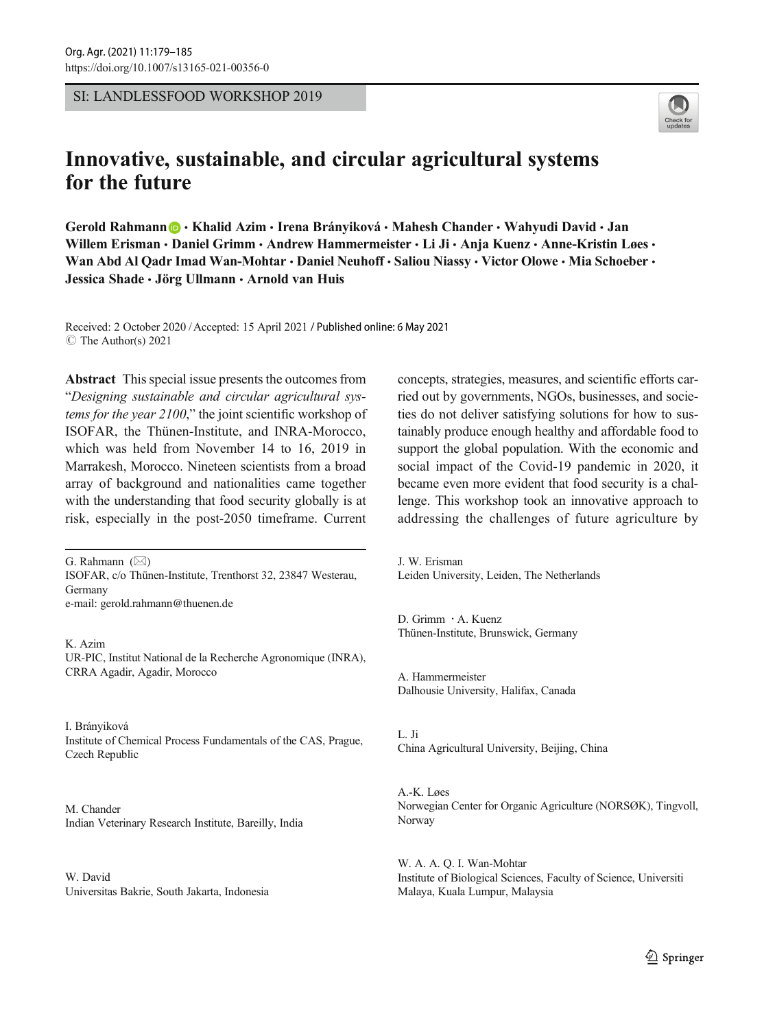SI: LANDLESSFOOD WORKSHOP 2019

# Innovative, sustainable, and circular agricultural systems for the future

**Gerold Rahmann · Khalid Azim · Irena Brányiková · Mahesh Chander · Wahyudi David · Jan Willem Erisman · Daniel Grimm · Andrew Hammermeister · Li Ji · Anja Kuenz · Anne-Kristin Løes · Wan Abd Al Qadr Imad Wan-Mohtar · Daniel Neuhoff · Saliou Niassy · Victor Olowe · Mia Schoeber · Jessica Shade · Jörg Ullmann · Arnold van Huis**

Received: 2 October 2020 / Accepted: 15 April 2021 / Published online: 6 May 2021
© The Author(s) 2021

**Abstract** This special issue presents the outcomes from "*Designing sustainable and circular agricultural systems for the year 2100*," the joint scientific workshop of ISOFAR, the Thünen-Institute, and INRA-Morocco, which was held from November 14 to 16, 2019 in Marrakesh, Morocco. Nineteen scientists from a broad array of background and nationalities came together with the understanding that food security globally is at risk, especially in the post-2050 timeframe. Current concepts, strategies, measures, and scientific efforts carried out by governments, NGOs, businesses, and societies do not deliver satisfying solutions for how to sustainably produce enough healthy and affordable food to support the global population. With the economic and social impact of the Covid-19 pandemic in 2020, it became even more evident that food security is a challenge. This workshop took an innovative approach to addressing the challenges of future agriculture by

---

G. Rahmann (✉)
ISOFAR, c/o Thünen-Institute, Trenthorst 32, 23847 Westerau, Germany
e-mail: gerold.rahmann@thuenen.de

K. Azim
UR-PIC, Institut National de la Recherche Agronomique (INRA), CRRA Agadir, Agadir, Morocco

I. Brányiková
Institute of Chemical Process Fundamentals of the CAS, Prague, Czech Republic

M. Chander
Indian Veterinary Research Institute, Bareilly, India

W. David
Universitas Bakrie, South Jakarta, Indonesia

J. W. Erisman
Leiden University, Leiden, The Netherlands

D. Grimm · A. Kuenz
Thünen-Institute, Brunswick, Germany

A. Hammermeister
Dalhousie University, Halifax, Canada

L. Ji
China Agricultural University, Beijing, China

A.-K. Løes
Norwegian Center for Organic Agriculture (NORSØK), Tingvoll, Norway

W. A. A. Q. I. Wan-Mohtar
Institute of Biological Sciences, Faculty of Science, Universiti Malaya, Kuala Lumpur, Malaysia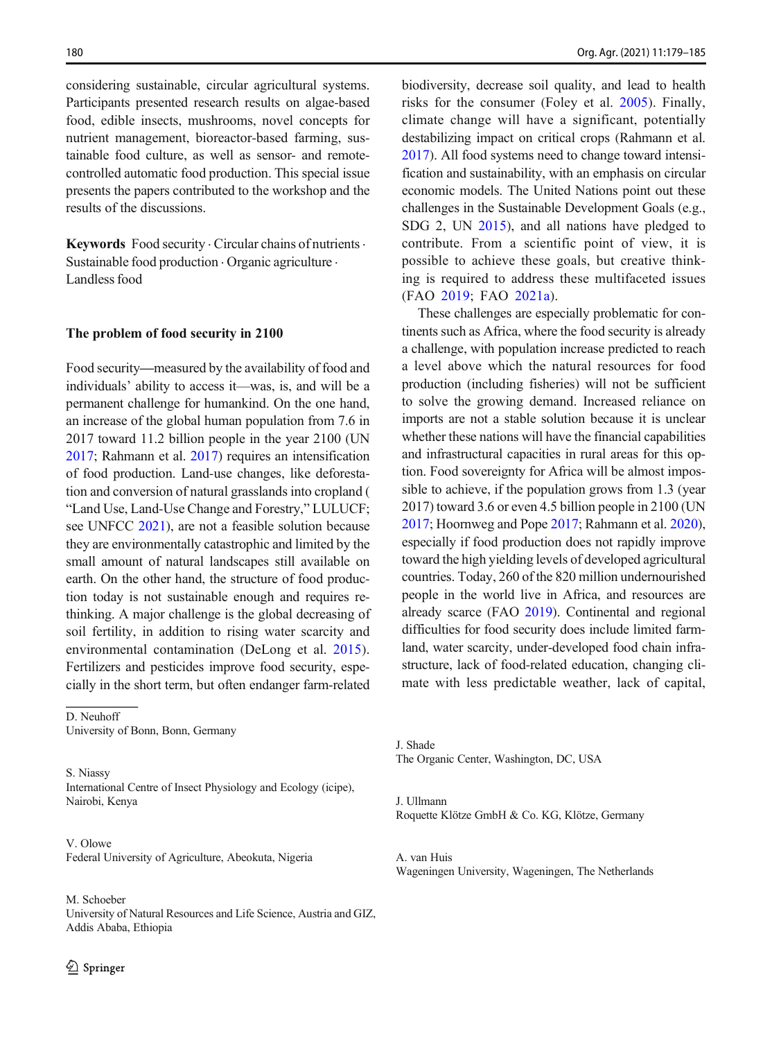considering sustainable, circular agricultural systems. Participants presented research results on algae-based food, edible insects, mushrooms, novel concepts for nutrient management, bioreactor-based farming, sustainable food culture, as well as sensor- and remote-controlled automatic food production. This special issue presents the papers contributed to the workshop and the results of the discussions.

**Keywords** Food security · Circular chains of nutrients · Sustainable food production · Organic agriculture · Landless food

## The problem of food security in 2100

Food security—measured by the availability of food and individuals' ability to access it—was, is, and will be a permanent challenge for humankind. On the one hand, an increase of the global human population from 7.6 in 2017 toward 11.2 billion people in the year 2100 (UN 2017; Rahmann et al. 2017) requires an intensification of food production. Land-use changes, like deforestation and conversion of natural grasslands into cropland ( "Land Use, Land-Use Change and Forestry," LULUCF; see UNFCC 2021), are not a feasible solution because they are environmentally catastrophic and limited by the small amount of natural landscapes still available on earth. On the other hand, the structure of food production today is not sustainable enough and requires re-thinking. A major challenge is the global decreasing of soil fertility, in addition to rising water scarcity and environmental contamination (DeLong et al. 2015). Fertilizers and pesticides improve food security, especially in the short term, but often endanger farm-related biodiversity, decrease soil quality, and lead to health risks for the consumer (Foley et al. 2005). Finally, climate change will have a significant, potentially destabilizing impact on critical crops (Rahmann et al. 2017). All food systems need to change toward intensification and sustainability, with an emphasis on circular economic models. The United Nations point out these challenges in the Sustainable Development Goals (e.g., SDG 2, UN 2015), and all nations have pledged to contribute. From a scientific point of view, it is possible to achieve these goals, but creative thinking is required to address these multifaceted issues (FAO 2019; FAO 2021a).

These challenges are especially problematic for continents such as Africa, where the food security is already a challenge, with population increase predicted to reach a level above which the natural resources for food production (including fisheries) will not be sufficient to solve the growing demand. Increased reliance on imports are not a stable solution because it is unclear whether these nations will have the financial capabilities and infrastructural capacities in rural areas for this option. Food sovereignty for Africa will be almost impossible to achieve, if the population grows from 1.3 (year 2017) toward 3.6 or even 4.5 billion people in 2100 (UN 2017; Hoornweg and Pope 2017; Rahmann et al. 2020), especially if food production does not rapidly improve toward the high yielding levels of developed agricultural countries. Today, 260 of the 820 million undernourished people in the world live in Africa, and resources are already scarce (FAO 2019). Continental and regional difficulties for food security does include limited farmland, water scarcity, under-developed food chain infrastructure, lack of food-related education, changing climate with less predictable weather, lack of capital,

---

D. Neuhoff
University of Bonn, Bonn, Germany

S. Niassy
International Centre of Insect Physiology and Ecology (icipe), Nairobi, Kenya

V. Olowe
Federal University of Agriculture, Abeokuta, Nigeria

M. Schoeber
University of Natural Resources and Life Science, Austria and GIZ, Addis Ababa, Ethiopia

J. Shade
The Organic Center, Washington, DC, USA

J. Ullmann
Roquette Klötze GmbH & Co. KG, Klötze, Germany

A. van Huis
Wageningen University, Wageningen, The Netherlands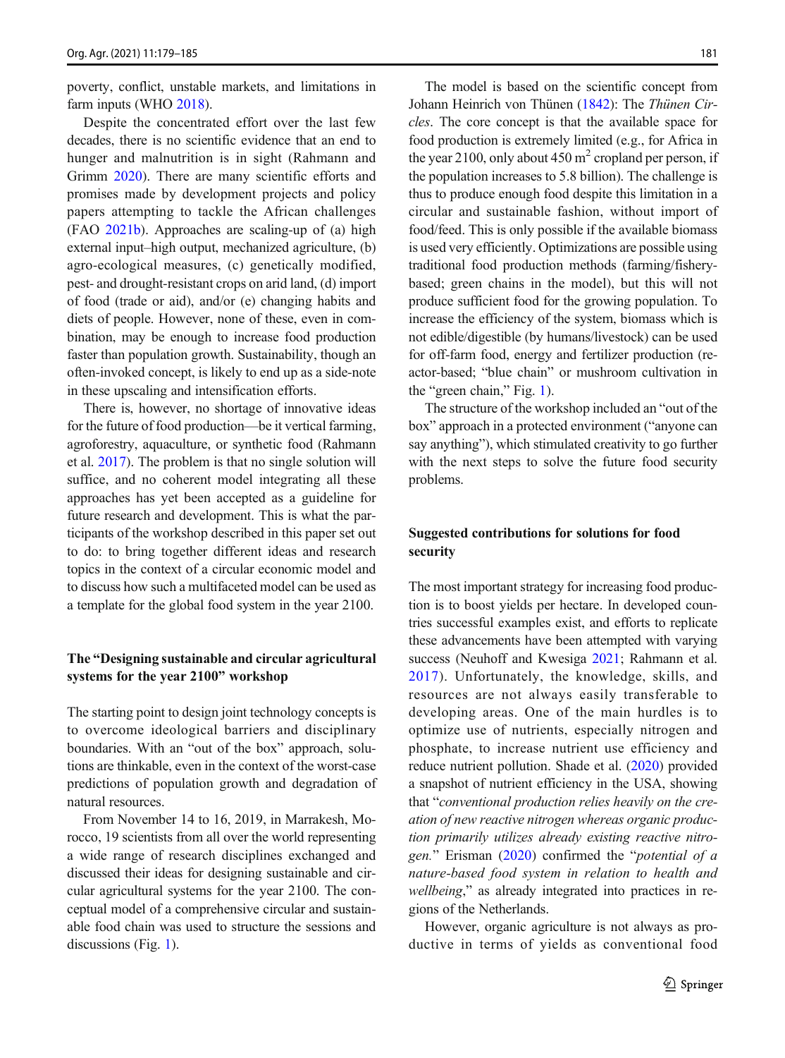poverty, conflict, unstable markets, and limitations in farm inputs (WHO 2018).

Despite the concentrated effort over the last few decades, there is no scientific evidence that an end to hunger and malnutrition is in sight (Rahmann and Grimm 2020). There are many scientific efforts and promises made by development projects and policy papers attempting to tackle the African challenges (FAO 2021b). Approaches are scaling-up of (a) high external input–high output, mechanized agriculture, (b) agro-ecological measures, (c) genetically modified, pest- and drought-resistant crops on arid land, (d) import of food (trade or aid), and/or (e) changing habits and diets of people. However, none of these, even in combination, may be enough to increase food production faster than population growth. Sustainability, though an often-invoked concept, is likely to end up as a side-note in these upscaling and intensification efforts.

There is, however, no shortage of innovative ideas for the future of food production—be it vertical farming, agroforestry, aquaculture, or synthetic food (Rahmann et al. 2017). The problem is that no single solution will suffice, and no coherent model integrating all these approaches has yet been accepted as a guideline for future research and development. This is what the participants of the workshop described in this paper set out to do: to bring together different ideas and research topics in the context of a circular economic model and to discuss how such a multifaceted model can be used as a template for the global food system in the year 2100.

## The "Designing sustainable and circular agricultural systems for the year 2100" workshop

The starting point to design joint technology concepts is to overcome ideological barriers and disciplinary boundaries. With an "out of the box" approach, solutions are thinkable, even in the context of the worst-case predictions of population growth and degradation of natural resources.

From November 14 to 16, 2019, in Marrakesh, Morocco, 19 scientists from all over the world representing a wide range of research disciplines exchanged and discussed their ideas for designing sustainable and circular agricultural systems for the year 2100. The conceptual model of a comprehensive circular and sustainable food chain was used to structure the sessions and discussions (Fig. 1).

The model is based on the scientific concept from Johann Heinrich von Thünen (1842): The *Thünen Circles*. The core concept is that the available space for food production is extremely limited (e.g., for Africa in the year 2100, only about 450 $m^2$ cropland per person, if the population increases to 5.8 billion). The challenge is thus to produce enough food despite this limitation in a circular and sustainable fashion, without import of food/feed. This is only possible if the available biomass is used very efficiently. Optimizations are possible using traditional food production methods (farming/fishery-based; green chains in the model), but this will not produce sufficient food for the growing population. To increase the efficiency of the system, biomass which is not edible/digestible (by humans/livestock) can be used for off-farm food, energy and fertilizer production (reactor-based; "blue chain" or mushroom cultivation in the "green chain," Fig. 1).

The structure of the workshop included an "out of the box" approach in a protected environment ("anyone can say anything"), which stimulated creativity to go further with the next steps to solve the future food security problems.

## Suggested contributions for solutions for food security

The most important strategy for increasing food production is to boost yields per hectare. In developed countries successful examples exist, and efforts to replicate these advancements have been attempted with varying success (Neuhoff and Kwesiga 2021; Rahmann et al. 2017). Unfortunately, the knowledge, skills, and resources are not always easily transferable to developing areas. One of the main hurdles is to optimize use of nutrients, especially nitrogen and phosphate, to increase nutrient use efficiency and reduce nutrient pollution. Shade et al. (2020) provided a snapshot of nutrient efficiency in the USA, showing that "*conventional production relies heavily on the creation of new reactive nitrogen whereas organic production primarily utilizes already existing reactive nitrogen.*" Erisman (2020) confirmed the "*potential of a nature-based food system in relation to health and wellbeing*," as already integrated into practices in regions of the Netherlands.

However, organic agriculture is not always as productive in terms of yields as conventional food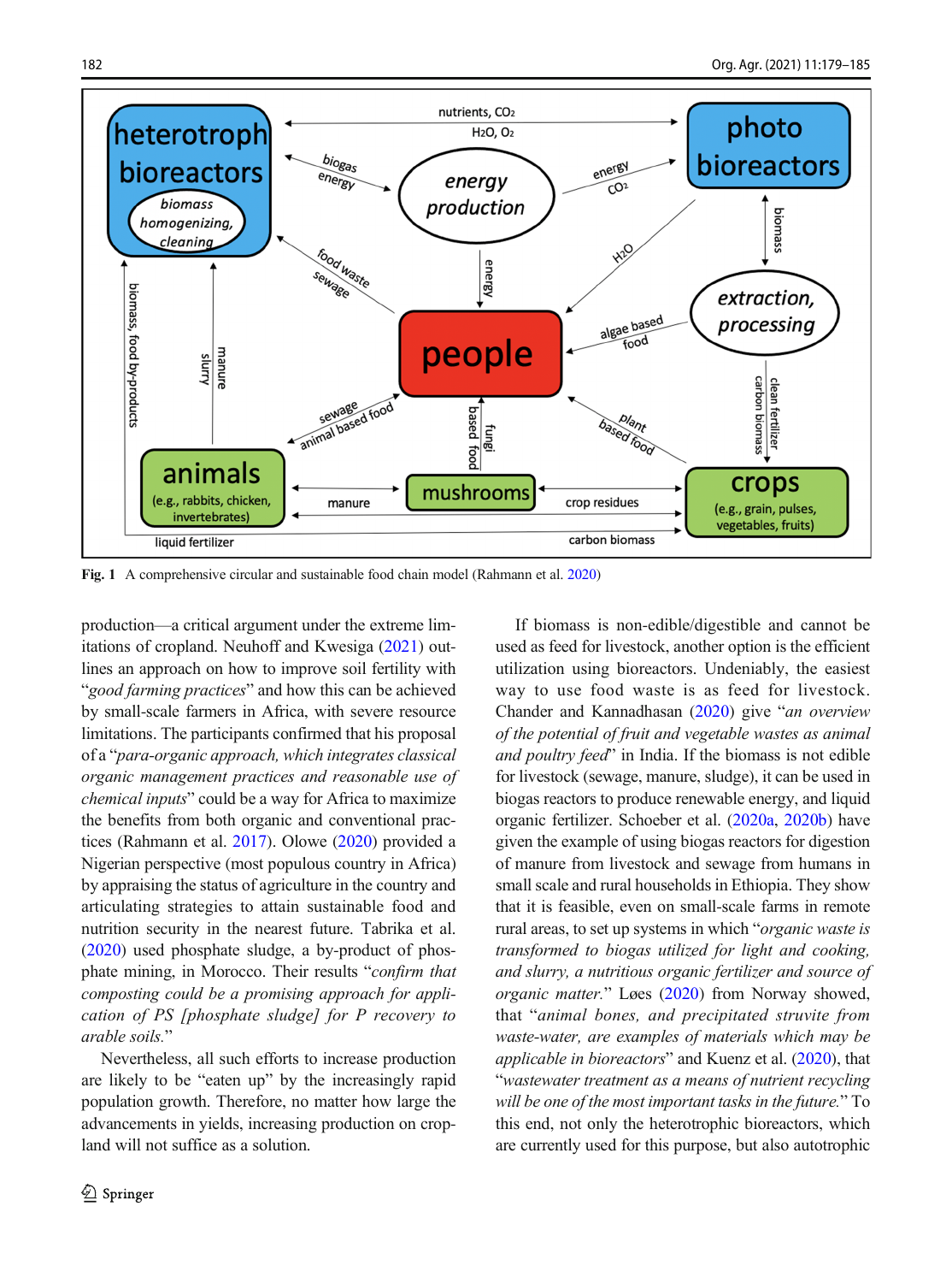Fig. 1 A comprehensive circular and sustainable food chain model (Rahmann et al. 2020)

production—a critical argument under the extreme limitations of cropland. Neuhoff and Kwesiga (2021) outlines an approach on how to improve soil fertility with "*good farming practices*" and how this can be achieved by small-scale farmers in Africa, with severe resource limitations. The participants confirmed that his proposal of a "*para-organic approach, which integrates classical organic management practices and reasonable use of chemical inputs*" could be a way for Africa to maximize the benefits from both organic and conventional practices (Rahmann et al. 2017). Olowe (2020) provided a Nigerian perspective (most populous country in Africa) by appraising the status of agriculture in the country and articulating strategies to attain sustainable food and nutrition security in the nearest future. Tabrika et al. (2020) used phosphate sludge, a by-product of phosphate mining, in Morocco. Their results "*confirm that composting could be a promising approach for application of PS [phosphate sludge] for P recovery to arable soils.*"

Nevertheless, all such efforts to increase production are likely to be "eaten up" by the increasingly rapid population growth. Therefore, no matter how large the advancements in yields, increasing production on cropland will not suffice as a solution.

If biomass is non-edible/digestible and cannot be used as feed for livestock, another option is the efficient utilization using bioreactors. Undeniably, the easiest way to use food waste is as feed for livestock. Chander and Kannadhasan (2020) give "*an overview of the potential of fruit and vegetable wastes as animal and poultry feed*" in India. If the biomass is not edible for livestock (sewage, manure, sludge), it can be used in biogas reactors to produce renewable energy, and liquid organic fertilizer. Schoeber et al. (2020a, 2020b) have given the example of using biogas reactors for digestion of manure from livestock and sewage from humans in small scale and rural households in Ethiopia. They show that it is feasible, even on small-scale farms in remote rural areas, to set up systems in which "*organic waste is transformed to biogas utilized for light and cooking, and slurry, a nutritious organic fertilizer and source of organic matter.*" Løes (2020) from Norway showed, that "*animal bones, and precipitated struvite from waste-water, are examples of materials which may be applicable in bioreactors*" and Kuenz et al. (2020), that "*wastewater treatment as a means of nutrient recycling will be one of the most important tasks in the future.*" To this end, not only the heterotrophic bioreactors, which are currently used for this purpose, but also autotrophic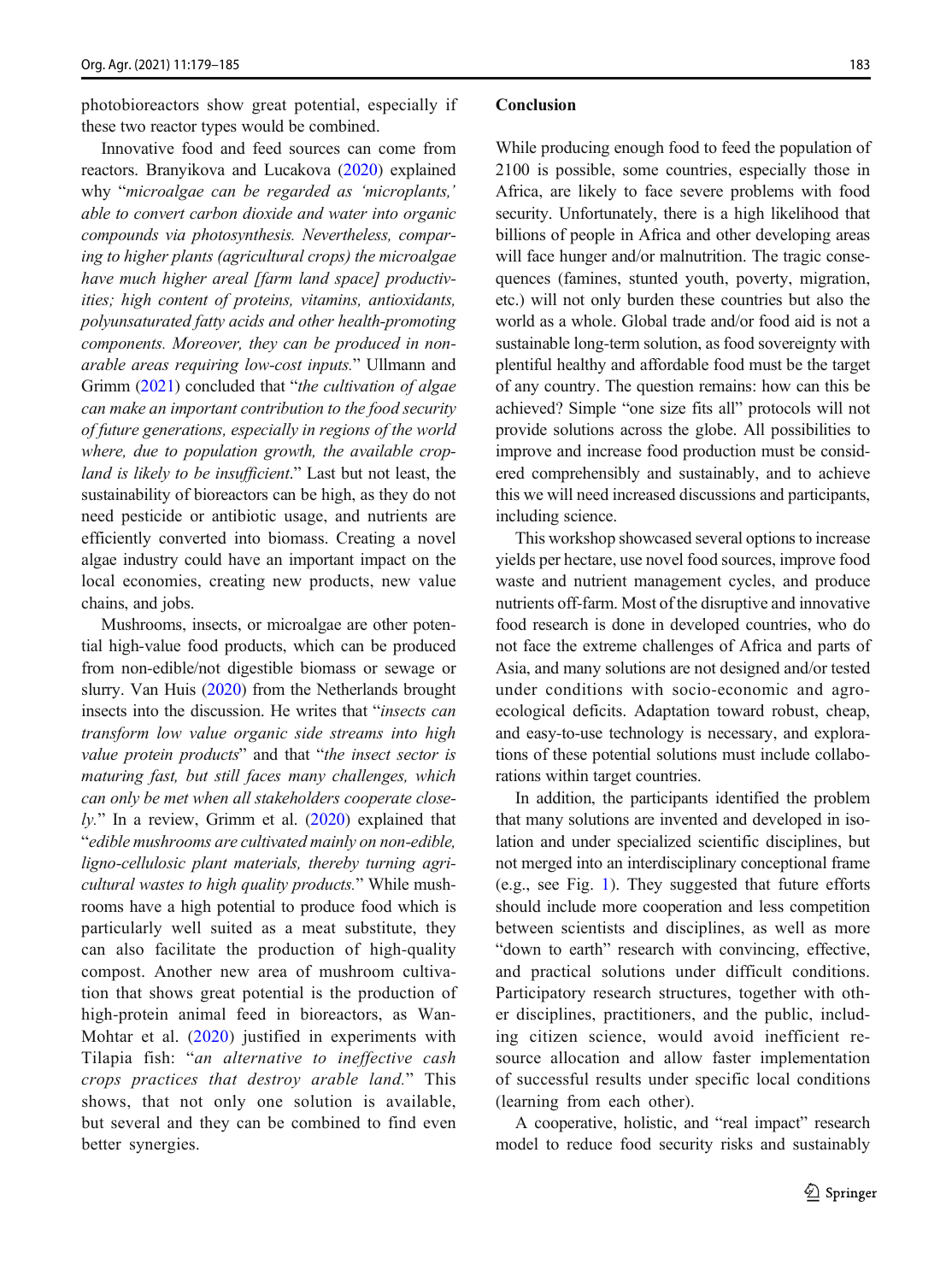photobioreactors show great potential, especially if these two reactor types would be combined.

Innovative food and feed sources can come from reactors. Branyikova and Lucakova (2020) explained why "*microalgae can be regarded as 'microplants,' able to convert carbon dioxide and water into organic compounds via photosynthesis. Nevertheless, comparing to higher plants (agricultural crops) the microalgae have much higher areal [farm land space] productivities; high content of proteins, vitamins, antioxidants, polyunsaturated fatty acids and other health-promoting components. Moreover, they can be produced in non-arable areas requiring low-cost inputs.*" Ullmann and Grimm (2021) concluded that "*the cultivation of algae can make an important contribution to the food security of future generations, especially in regions of the world where, due to population growth, the available cropland is likely to be insufficient.*" Last but not least, the sustainability of bioreactors can be high, as they do not need pesticide or antibiotic usage, and nutrients are efficiently converted into biomass. Creating a novel algae industry could have an important impact on the local economies, creating new products, new value chains, and jobs.

Mushrooms, insects, or microalgae are other potential high-value food products, which can be produced from non-edible/not digestible biomass or sewage or slurry. Van Huis (2020) from the Netherlands brought insects into the discussion. He writes that "*insects can transform low value organic side streams into high value protein products*" and that "*the insect sector is maturing fast, but still faces many challenges, which can only be met when all stakeholders cooperate closely.*" In a review, Grimm et al. (2020) explained that "*edible mushrooms are cultivated mainly on non-edible, ligno-cellulosic plant materials, thereby turning agricultural wastes to high quality products.*" While mushrooms have a high potential to produce food which is particularly well suited as a meat substitute, they can also facilitate the production of high-quality compost. Another new area of mushroom cultivation that shows great potential is the production of high-protein animal feed in bioreactors, as Wan-Mohtar et al. (2020) justified in experiments with Tilapia fish: "*an alternative to ineffective cash crops practices that destroy arable land.*" This shows, that not only one solution is available, but several and they can be combined to find even better synergies.

## Conclusion

While producing enough food to feed the population of 2100 is possible, some countries, especially those in Africa, are likely to face severe problems with food security. Unfortunately, there is a high likelihood that billions of people in Africa and other developing areas will face hunger and/or malnutrition. The tragic consequences (famines, stunted youth, poverty, migration, etc.) will not only burden these countries but also the world as a whole. Global trade and/or food aid is not a sustainable long-term solution, as food sovereignty with plentiful healthy and affordable food must be the target of any country. The question remains: how can this be achieved? Simple "one size fits all" protocols will not provide solutions across the globe. All possibilities to improve and increase food production must be considered comprehensibly and sustainably, and to achieve this we will need increased discussions and participants, including science.

This workshop showcased several options to increase yields per hectare, use novel food sources, improve food waste and nutrient management cycles, and produce nutrients off-farm. Most of the disruptive and innovative food research is done in developed countries, who do not face the extreme challenges of Africa and parts of Asia, and many solutions are not designed and/or tested under conditions with socio-economic and agro-ecological deficits. Adaptation toward robust, cheap, and easy-to-use technology is necessary, and explorations of these potential solutions must include collaborations within target countries.

In addition, the participants identified the problem that many solutions are invented and developed in isolation and under specialized scientific disciplines, but not merged into an interdisciplinary conceptional frame (e.g., see Fig. 1). They suggested that future efforts should include more cooperation and less competition between scientists and disciplines, as well as more "down to earth" research with convincing, effective, and practical solutions under difficult conditions. Participatory research structures, together with other disciplines, practitioners, and the public, including citizen science, would avoid inefficient resource allocation and allow faster implementation of successful results under specific local conditions (learning from each other).

A cooperative, holistic, and "real impact" research model to reduce food security risks and sustainably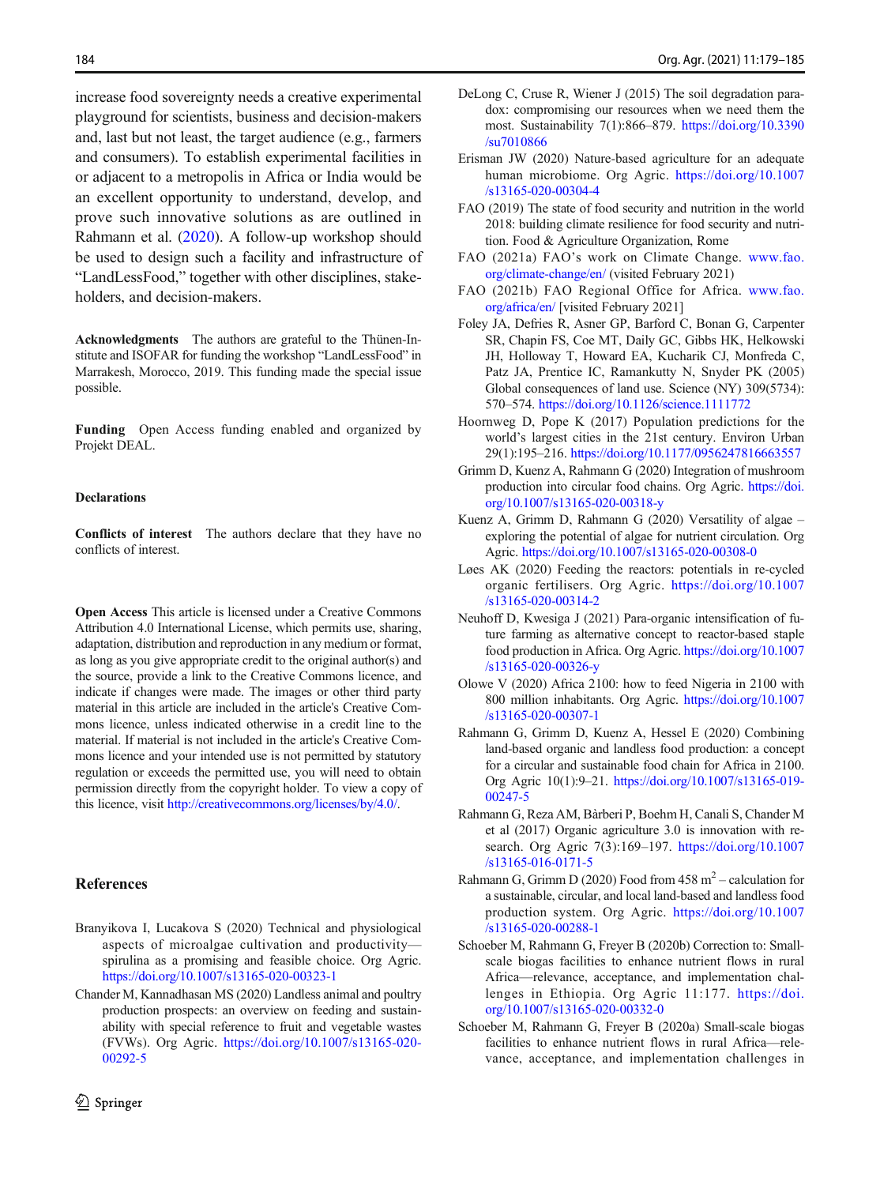increase food sovereignty needs a creative experimental playground for scientists, business and decision-makers and, last but not least, the target audience (e.g., farmers and consumers). To establish experimental facilities in or adjacent to a metropolis in Africa or India would be an excellent opportunity to understand, develop, and prove such innovative solutions as are outlined in Rahmann et al. (2020). A follow-up workshop should be used to design such a facility and infrastructure of "LandLessFood," together with other disciplines, stakeholders, and decision-makers.

**Acknowledgments** The authors are grateful to the Thünen-Institute and ISOFAR for funding the workshop "LandLessFood" in Marrakesh, Morocco, 2019. This funding made the special issue possible.

**Funding** Open Access funding enabled and organized by Projekt DEAL.

**Declarations**

**Conflicts of interest** The authors declare that they have no conflicts of interest.

**Open Access** This article is licensed under a Creative Commons Attribution 4.0 International License, which permits use, sharing, adaptation, distribution and reproduction in any medium or format, as long as you give appropriate credit to the original author(s) and the source, provide a link to the Creative Commons licence, and indicate if changes were made. The images or other third party material in this article are included in the article's Creative Commons licence, unless indicated otherwise in a credit line to the material. If material is not included in the article's Creative Commons licence and your intended use is not permitted by statutory regulation or exceeds the permitted use, you will need to obtain permission directly from the copyright holder. To view a copy of this licence, visit http://creativecommons.org/licenses/by/4.0/.

## References

Branyikova I, Lucakova S (2020) Technical and physiological aspects of microalgae cultivation and productivity—spirulina as a promising and feasible choice. Org Agric. https://doi.org/10.1007/s13165-020-00323-1

Chander M, Kannadhasan MS (2020) Landless animal and poultry production prospects: an overview on feeding and sustainability with special reference to fruit and vegetable wastes (FVWs). Org Agric. https://doi.org/10.1007/s13165-020-00292-5

DeLong C, Cruse R, Wiener J (2015) The soil degradation paradox: compromising our resources when we need them the most. Sustainability 7(1):866–879. https://doi.org/10.3390/su7010866

Erisman JW (2020) Nature-based agriculture for an adequate human microbiome. Org Agric. https://doi.org/10.1007/s13165-020-00304-4

FAO (2019) The state of food security and nutrition in the world 2018: building climate resilience for food security and nutrition. Food & Agriculture Organization, Rome

FAO (2021a) FAO's work on Climate Change. www.fao.org/climate-change/en/ (visited February 2021)

FAO (2021b) FAO Regional Office for Africa. www.fao.org/africa/en/ [visited February 2021]

Foley JA, Defries R, Asner GP, Barford C, Bonan G, Carpenter SR, Chapin FS, Coe MT, Daily GC, Gibbs HK, Helkowski JH, Holloway T, Howard EA, Kucharik CJ, Monfreda C, Patz JA, Prentice IC, Ramankutty N, Snyder PK (2005) Global consequences of land use. Science (NY) 309(5734): 570–574. https://doi.org/10.1126/science.1111772

Hoornweg D, Pope K (2017) Population predictions for the world's largest cities in the 21st century. Environ Urban 29(1):195–216. https://doi.org/10.1177/0956247816663557

Grimm D, Kuenz A, Rahmann G (2020) Integration of mushroom production into circular food chains. Org Agric. https://doi.org/10.1007/s13165-020-00318-y

Kuenz A, Grimm D, Rahmann G (2020) Versatility of algae – exploring the potential of algae for nutrient circulation. Org Agric. https://doi.org/10.1007/s13165-020-00308-0

Løes AK (2020) Feeding the reactors: potentials in re-cycled organic fertilisers. Org Agric. https://doi.org/10.1007/s13165-020-00314-2

Neuhoff D, Kwesiga J (2021) Para-organic intensification of future farming as alternative concept to reactor-based staple food production in Africa. Org Agric. https://doi.org/10.1007/s13165-020-00326-y

Olowe V (2020) Africa 2100: how to feed Nigeria in 2100 with 800 million inhabitants. Org Agric. https://doi.org/10.1007/s13165-020-00307-1

Rahmann G, Grimm D, Kuenz A, Hessel E (2020) Combining land-based organic and landless food production: a concept for a circular and sustainable food chain for Africa in 2100. Org Agric 10(1):9–21. https://doi.org/10.1007/s13165-019-00247-5

Rahmann G, Reza AM, Bàrberi P, Boehm H, Canali S, Chander M et al (2017) Organic agriculture 3.0 is innovation with research. Org Agric 7(3):169–197. https://doi.org/10.1007/s13165-016-0171-5

Rahmann G, Grimm D (2020) Food from 458 m$^2$ – calculation for a sustainable, circular, and local land-based and landless food production system. Org Agric. https://doi.org/10.1007/s13165-020-00288-1

Schoeber M, Rahmann G, Freyer B (2020b) Correction to: Small-scale biogas facilities to enhance nutrient flows in rural Africa—relevance, acceptance, and implementation challenges in Ethiopia. Org Agric 11:177. https://doi.org/10.1007/s13165-020-00332-0

Schoeber M, Rahmann G, Freyer B (2020a) Small-scale biogas facilities to enhance nutrient flows in rural Africa—relevance, acceptance, and implementation challenges in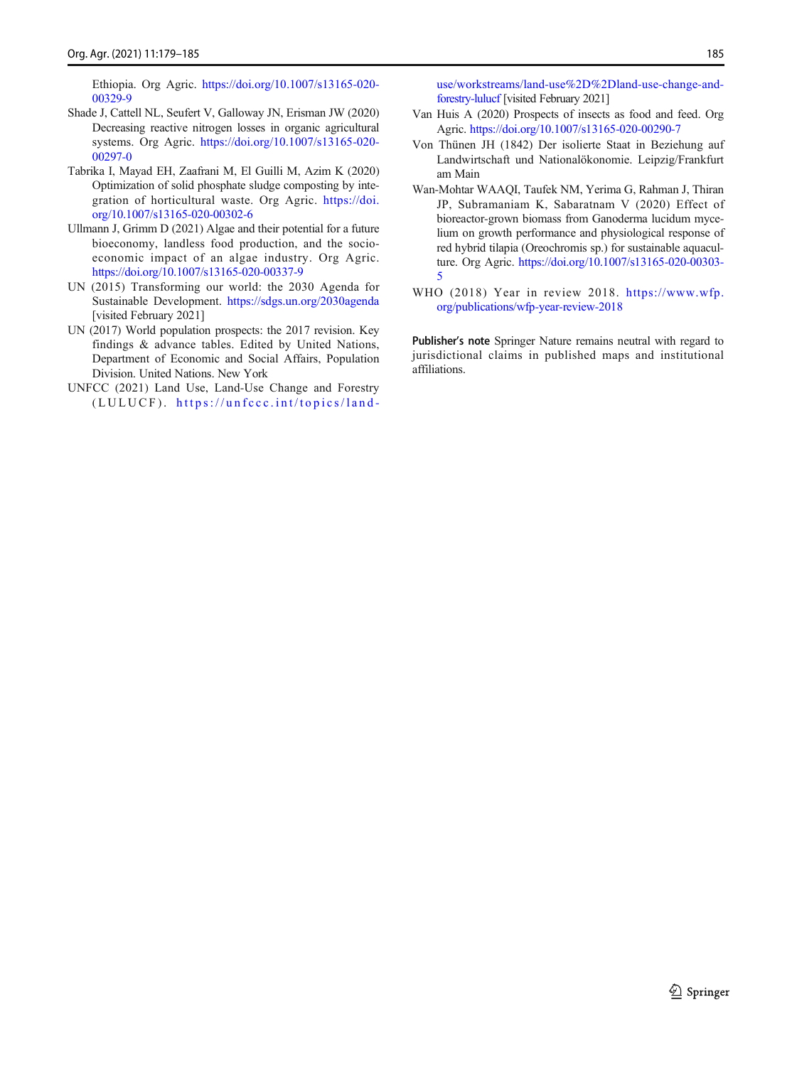Ethiopia. Org Agric. https://doi.org/10.1007/s13165-020-00329-9

Shade J, Cattell NL, Seufert V, Galloway JN, Erisman JW (2020) Decreasing reactive nitrogen losses in organic agricultural systems. Org Agric. https://doi.org/10.1007/s13165-020-00297-0

Tabrika I, Mayad EH, Zaafrani M, El Guilli M, Azim K (2020) Optimization of solid phosphate sludge composting by integration of horticultural waste. Org Agric. https://doi.org/10.1007/s13165-020-00302-6

Ullmann J, Grimm D (2021) Algae and their potential for a future bioeconomy, landless food production, and the socio-economic impact of an algae industry. Org Agric. https://doi.org/10.1007/s13165-020-00337-9

UN (2015) Transforming our world: the 2030 Agenda for Sustainable Development. https://sdgs.un.org/2030agenda [visited February 2021]

UN (2017) World population prospects: the 2017 revision. Key findings & advance tables. Edited by United Nations, Department of Economic and Social Affairs, Population Division. United Nations. New York

UNFCC (2021) Land Use, Land-Use Change and Forestry (LULUCF). https://unfccc.int/topics/land-use/workstreams/land-use%2D%2Dland-use-change-and-forestry-lulucf [visited February 2021]

Van Huis A (2020) Prospects of insects as food and feed. Org Agric. https://doi.org/10.1007/s13165-020-00290-7

Von Thünen JH (1842) Der isolierte Staat in Beziehung auf Landwirtschaft und Nationalökonomie. Leipzig/Frankfurt am Main

Wan-Mohtar WAAQI, Taufek NM, Yerima G, Rahman J, Thiran JP, Subramaniam K, Sabaratnam V (2020) Effect of bioreactor-grown biomass from Ganoderma lucidum mycelium on growth performance and physiological response of red hybrid tilapia (Oreochromis sp.) for sustainable aquaculture. Org Agric. https://doi.org/10.1007/s13165-020-00303-5

WHO (2018) Year in review 2018. https://www.wfp.org/publications/wfp-year-review-2018

**Publisher's note** Springer Nature remains neutral with regard to jurisdictional claims in published maps and institutional affiliations.